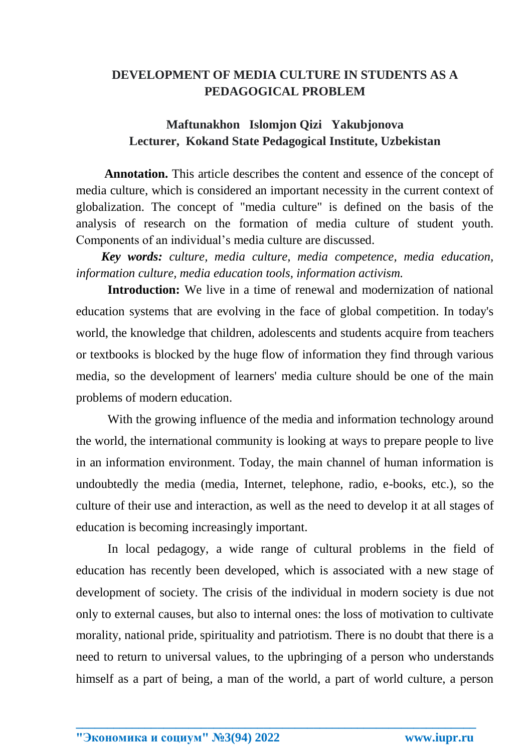# DEVELOPMENT OF MEDIA CULTURE IN STUDENTS AS A PEDAGOGICAL PROBLEM

**Maftunakhon Islomjon Qizi Yakubjonova**
**Lecturer, Kokand State Pedagogical Institute, Uzbekistan**

**Annotation.** This article describes the content and essence of the concept of media culture, which is considered an important necessity in the current context of globalization. The concept of "media culture" is defined on the basis of the analysis of research on the formation of media culture of student youth. Components of an individual's media culture are discussed.

***Key words:*** *culture, media culture, media competence, media education, information culture, media education tools, information activism.*

**Introduction:** We live in a time of renewal and modernization of national education systems that are evolving in the face of global competition. In today's world, the knowledge that children, adolescents and students acquire from teachers or textbooks is blocked by the huge flow of information they find through various media, so the development of learners' media culture should be one of the main problems of modern education.

With the growing influence of the media and information technology around the world, the international community is looking at ways to prepare people to live in an information environment. Today, the main channel of human information is undoubtedly the media (media, Internet, telephone, radio, e-books, etc.), so the culture of their use and interaction, as well as the need to develop it at all stages of education is becoming increasingly important.

In local pedagogy, a wide range of cultural problems in the field of education has recently been developed, which is associated with a new stage of development of society. The crisis of the individual in modern society is due not only to external causes, but also to internal ones: the loss of motivation to cultivate morality, national pride, spirituality and patriotism. There is no doubt that there is a need to return to universal values, to the upbringing of a person who understands himself as a part of being, a man of the world, a part of world culture, a person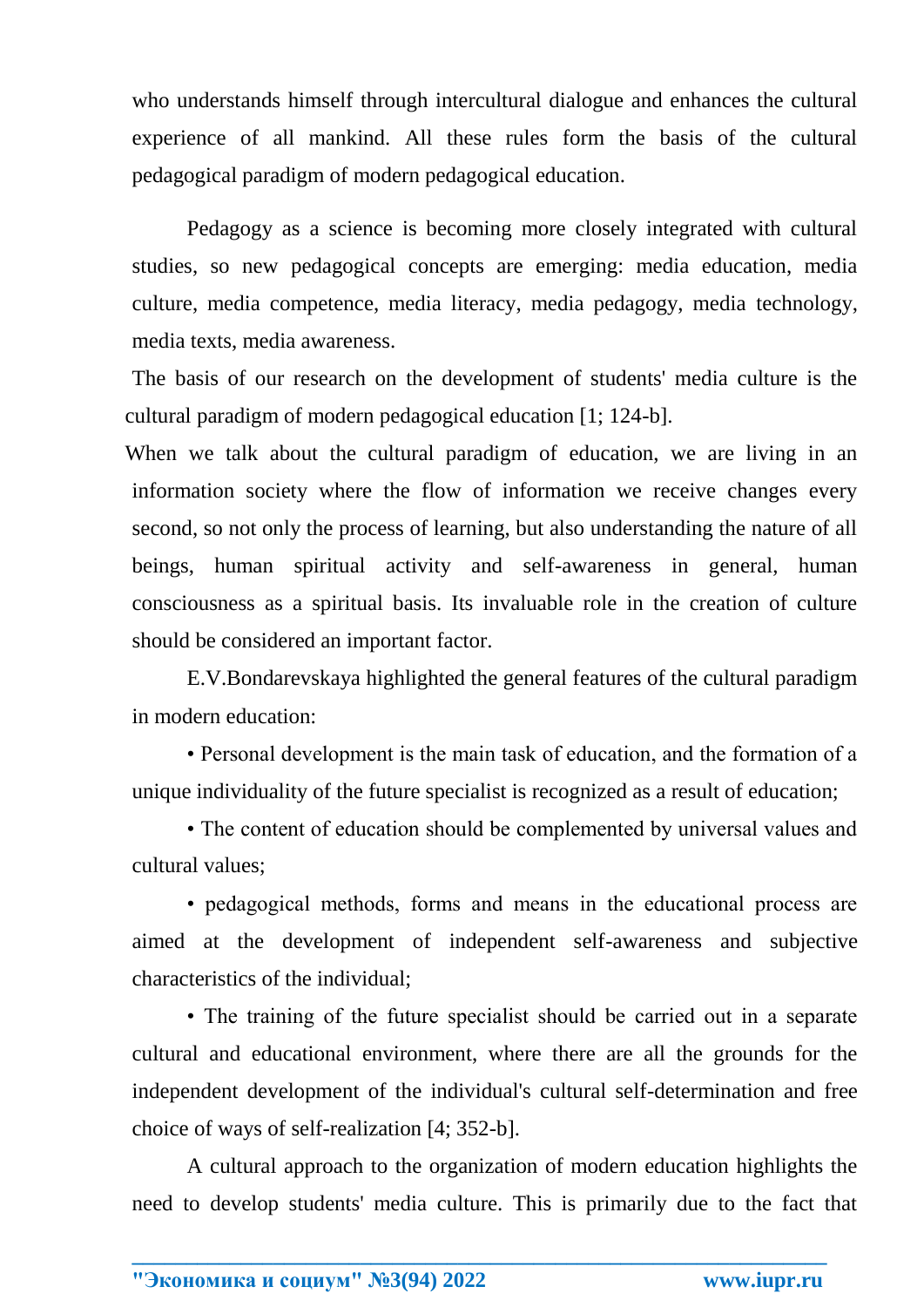who understands himself through intercultural dialogue and enhances the cultural experience of all mankind. All these rules form the basis of the cultural pedagogical paradigm of modern pedagogical education.

Pedagogy as a science is becoming more closely integrated with cultural studies, so new pedagogical concepts are emerging: media education, media culture, media competence, media literacy, media pedagogy, media technology, media texts, media awareness.

The basis of our research on the development of students' media culture is the cultural paradigm of modern pedagogical education [1; 124-b].

When we talk about the cultural paradigm of education, we are living in an information society where the flow of information we receive changes every second, so not only the process of learning, but also understanding the nature of all beings, human spiritual activity and self-awareness in general, human consciousness as a spiritual basis. Its invaluable role in the creation of culture should be considered an important factor.

E.V.Bondarevskaya highlighted the general features of the cultural paradigm in modern education:

- Personal development is the main task of education, and the formation of a unique individuality of the future specialist is recognized as a result of education;
- The content of education should be complemented by universal values and cultural values;
- pedagogical methods, forms and means in the educational process are aimed at the development of independent self-awareness and subjective characteristics of the individual;
- The training of the future specialist should be carried out in a separate cultural and educational environment, where there are all the grounds for the independent development of the individual's cultural self-determination and free choice of ways of self-realization [4; 352-b].

A cultural approach to the organization of modern education highlights the need to develop students' media culture. This is primarily due to the fact that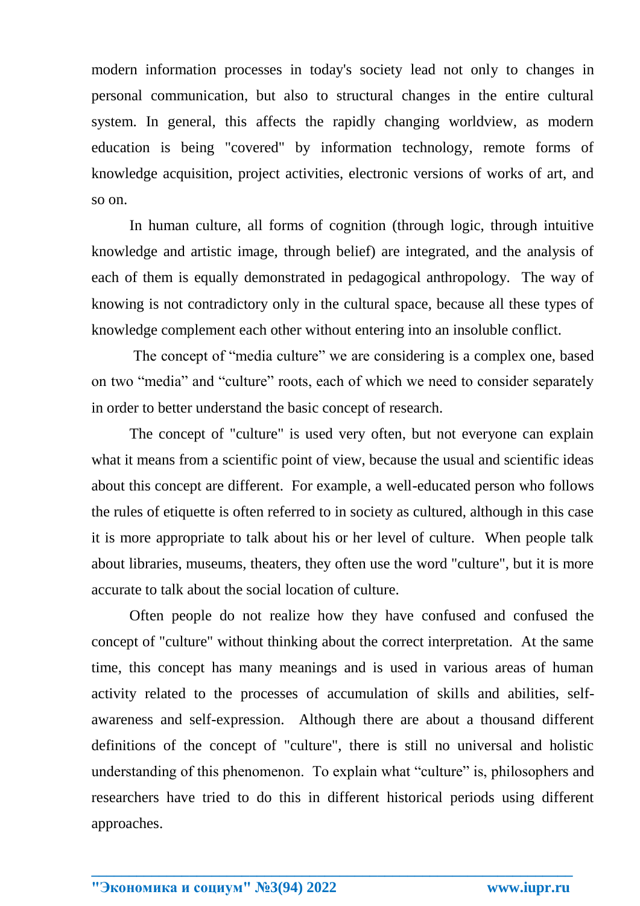modern information processes in today's society lead not only to changes in personal communication, but also to structural changes in the entire cultural system. In general, this affects the rapidly changing worldview, as modern education is being "covered" by information technology, remote forms of knowledge acquisition, project activities, electronic versions of works of art, and so on.

In human culture, all forms of cognition (through logic, through intuitive knowledge and artistic image, through belief) are integrated, and the analysis of each of them is equally demonstrated in pedagogical anthropology. The way of knowing is not contradictory only in the cultural space, because all these types of knowledge complement each other without entering into an insoluble conflict.

The concept of "media culture" we are considering is a complex one, based on two "media" and "culture" roots, each of which we need to consider separately in order to better understand the basic concept of research.

The concept of "culture" is used very often, but not everyone can explain what it means from a scientific point of view, because the usual and scientific ideas about this concept are different. For example, a well-educated person who follows the rules of etiquette is often referred to in society as cultured, although in this case it is more appropriate to talk about his or her level of culture. When people talk about libraries, museums, theaters, they often use the word "culture", but it is more accurate to talk about the social location of culture.

Often people do not realize how they have confused and confused the concept of "culture" without thinking about the correct interpretation. At the same time, this concept has many meanings and is used in various areas of human activity related to the processes of accumulation of skills and abilities, self-awareness and self-expression. Although there are about a thousand different definitions of the concept of "culture", there is still no universal and holistic understanding of this phenomenon. To explain what "culture" is, philosophers and researchers have tried to do this in different historical periods using different approaches.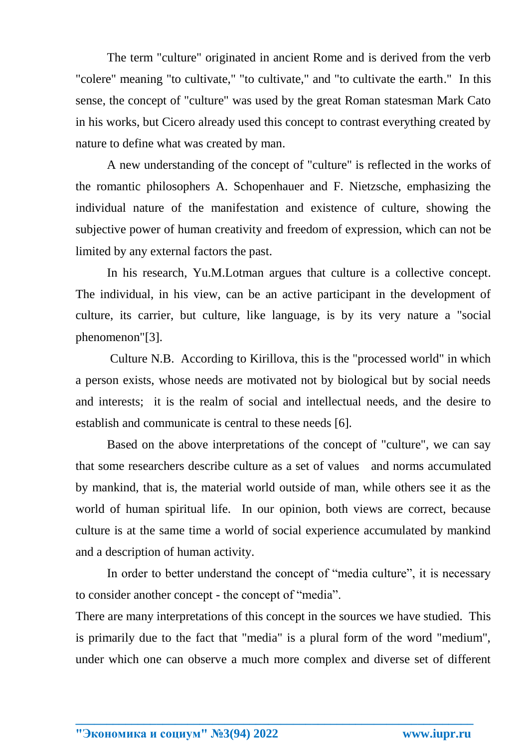The term "culture" originated in ancient Rome and is derived from the verb "colere" meaning "to cultivate," "to cultivate," and "to cultivate the earth." In this sense, the concept of "culture" was used by the great Roman statesman Mark Cato in his works, but Cicero already used this concept to contrast everything created by nature to define what was created by man.

A new understanding of the concept of "culture" is reflected in the works of the romantic philosophers A. Schopenhauer and F. Nietzsche, emphasizing the individual nature of the manifestation and existence of culture, showing the subjective power of human creativity and freedom of expression, which can not be limited by any external factors the past.

In his research, Yu.M.Lotman argues that culture is a collective concept. The individual, in his view, can be an active participant in the development of culture, its carrier, but culture, like language, is by its very nature a "social phenomenon"[3].

Culture N.B. According to Kirillova, this is the "processed world" in which a person exists, whose needs are motivated not by biological but by social needs and interests; it is the realm of social and intellectual needs, and the desire to establish and communicate is central to these needs [6].

Based on the above interpretations of the concept of "culture", we can say that some researchers describe culture as a set of values and norms accumulated by mankind, that is, the material world outside of man, while others see it as the world of human spiritual life. In our opinion, both views are correct, because culture is at the same time a world of social experience accumulated by mankind and a description of human activity.

In order to better understand the concept of “media culture”, it is necessary to consider another concept - the concept of “media”.

There are many interpretations of this concept in the sources we have studied. This is primarily due to the fact that "media" is a plural form of the word "medium", under which one can observe a much more complex and diverse set of different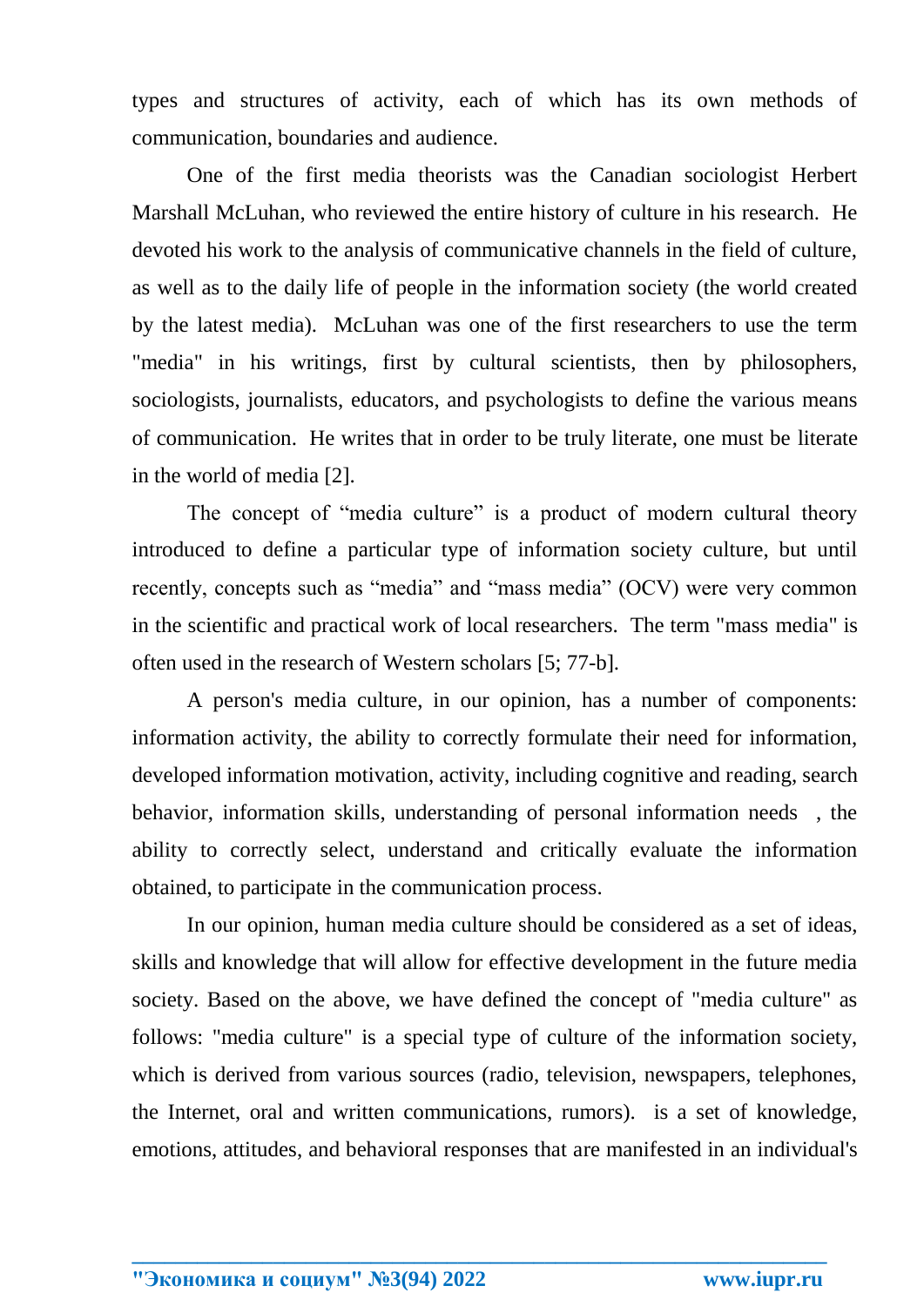types and structures of activity, each of which has its own methods of communication, boundaries and audience.

One of the first media theorists was the Canadian sociologist Herbert Marshall McLuhan, who reviewed the entire history of culture in his research. He devoted his work to the analysis of communicative channels in the field of culture, as well as to the daily life of people in the information society (the world created by the latest media). McLuhan was one of the first researchers to use the term "media" in his writings, first by cultural scientists, then by philosophers, sociologists, journalists, educators, and psychologists to define the various means of communication. He writes that in order to be truly literate, one must be literate in the world of media [2].

The concept of “media culture” is a product of modern cultural theory introduced to define a particular type of information society culture, but until recently, concepts such as “media” and “mass media” (OCV) were very common in the scientific and practical work of local researchers. The term "mass media" is often used in the research of Western scholars [5; 77-b].

A person's media culture, in our opinion, has a number of components: information activity, the ability to correctly formulate their need for information, developed information motivation, activity, including cognitive and reading, search behavior, information skills, understanding of personal information needs , the ability to correctly select, understand and critically evaluate the information obtained, to participate in the communication process.

In our opinion, human media culture should be considered as a set of ideas, skills and knowledge that will allow for effective development in the future media society. Based on the above, we have defined the concept of "media culture" as follows: "media culture" is a special type of culture of the information society, which is derived from various sources (radio, television, newspapers, telephones, the Internet, oral and written communications, rumors). is a set of knowledge, emotions, attitudes, and behavioral responses that are manifested in an individual's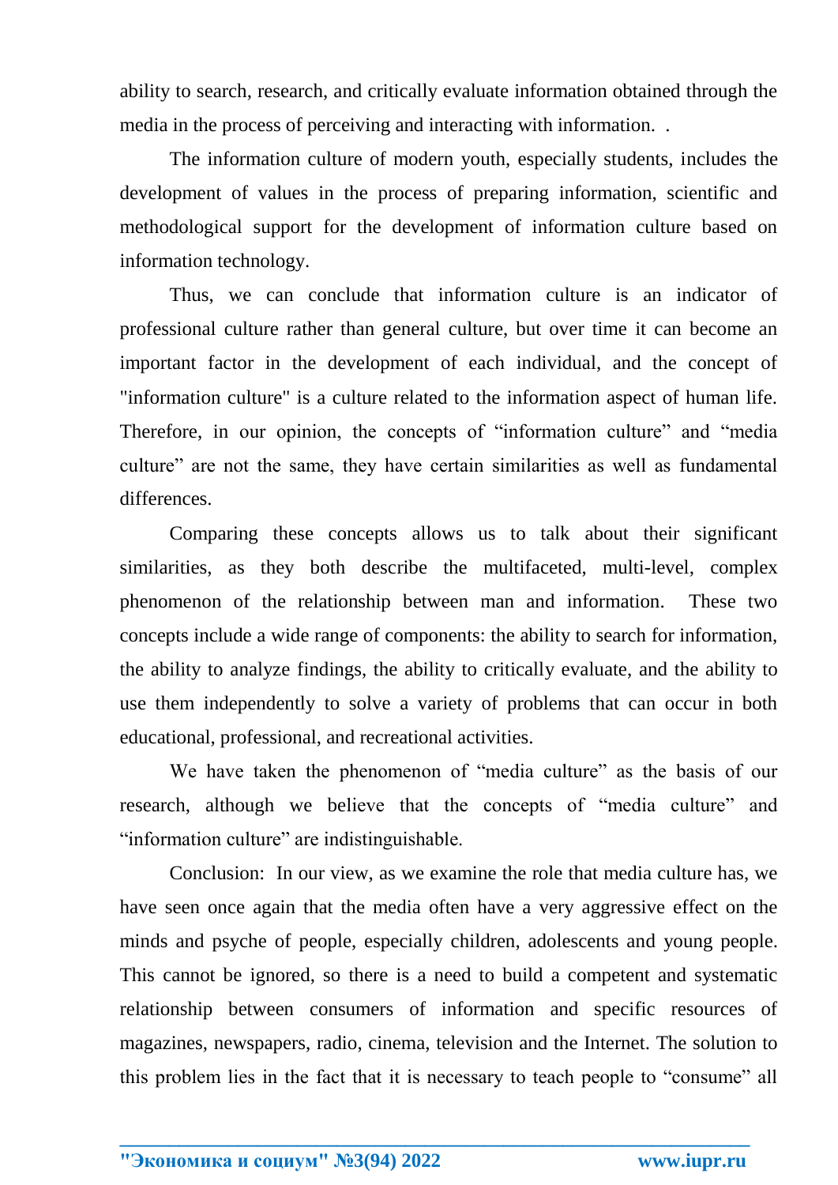ability to search, research, and critically evaluate information obtained through the media in the process of perceiving and interacting with information.  .

The information culture of modern youth, especially students, includes the development of values in the process of preparing information, scientific and methodological support for the development of information culture based on information technology.

Thus, we can conclude that information culture is an indicator of professional culture rather than general culture, but over time it can become an important factor in the development of each individual, and the concept of "information culture" is a culture related to the information aspect of human life. Therefore, in our opinion, the concepts of “information culture” and “media culture” are not the same, they have certain similarities as well as fundamental differences.

Comparing these concepts allows us to talk about their significant similarities, as they both describe the multifaceted, multi-level, complex phenomenon of the relationship between man and information.  These two concepts include a wide range of components: the ability to search for information, the ability to analyze findings, the ability to critically evaluate, and the ability to use them independently to solve a variety of problems that can occur in both educational, professional, and recreational activities.

We have taken the phenomenon of “media culture” as the basis of our research, although we believe that the concepts of “media culture” and “information culture” are indistinguishable.

Conclusion:  In our view, as we examine the role that media culture has, we have seen once again that the media often have a very aggressive effect on the minds and psyche of people, especially children, adolescents and young people. This cannot be ignored, so there is a need to build a competent and systematic relationship between consumers of information and specific resources of magazines, newspapers, radio, cinema, television and the Internet. The solution to this problem lies in the fact that it is necessary to teach people to “consume” all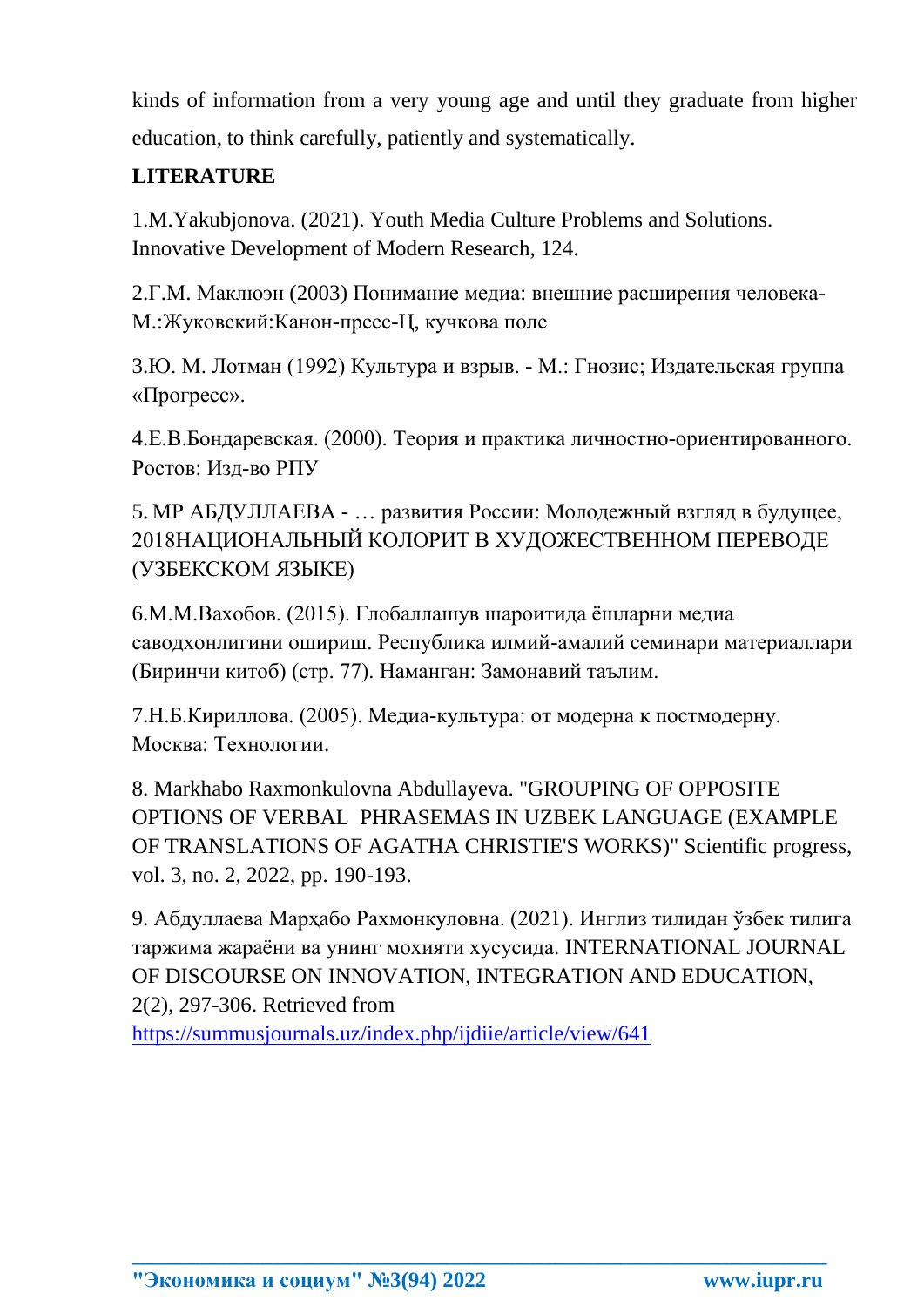kinds of information from a very young age and until they graduate from higher education, to think carefully, patiently and systematically.

**LITERATURE**

1.M.Yakubjonova. (2021). Youth Media Culture Problems and Solutions. Innovative Development of Modern Research, 124.

2.Г.М. Маклюэн (2003) Понимание медиа: внешние расширения человека- М.:Жуковский:Канон-пресс-Ц, кучкова поле

3.Ю. М. Лотман (1992) Культура и взрыв. - М.: Гнозис; Издательская группа «Прогресс».

4.Е.В.Бондаревская. (2000). Теория и практика личностно-ориентированного. Ростов: Изд-во РПУ

5. МР АБДУЛЛАЕВА - … развития России: Молодежный взгляд в будущее, 2018НАЦИОНАЛЬНЫЙ КОЛОРИТ В ХУДОЖЕСТВЕННОМ ПЕРЕВОДЕ (УЗБЕКСКОМ ЯЗЫКЕ)

6.М.М.Вахобов. (2015). Глобаллашув шароитида ёшларни медиа саводхонлигини ошириш. Республика илмий-амалий семинари материаллари (Биринчи китоб) (стр. 77). Наманган: Замонавий таълим.

7.Н.Б.Кириллова. (2005). Медиа-культура: от модерна к постмодерну. Москва: Технологии.

8. Markhabo Raxmonkulovna Abdullayeva. "GROUPING OF OPPOSITE OPTIONS OF VERBAL PHRASEMAS IN UZBEK LANGUAGE (EXAMPLE OF TRANSLATIONS OF AGATHA CHRISTIE'S WORKS)" Scientific progress, vol. 3, no. 2, 2022, pp. 190-193.

9. Абдуллаева Марҳабо Рахмонкуловна. (2021). Инглиз тилидан ўзбек тилига таржима жараёни ва унинг мохияти хусусида. INTERNATIONAL JOURNAL OF DISCOURSE ON INNOVATION, INTEGRATION AND EDUCATION, 2(2), 297-306. Retrieved from https://summusjournals.uz/index.php/ijdiie/article/view/641